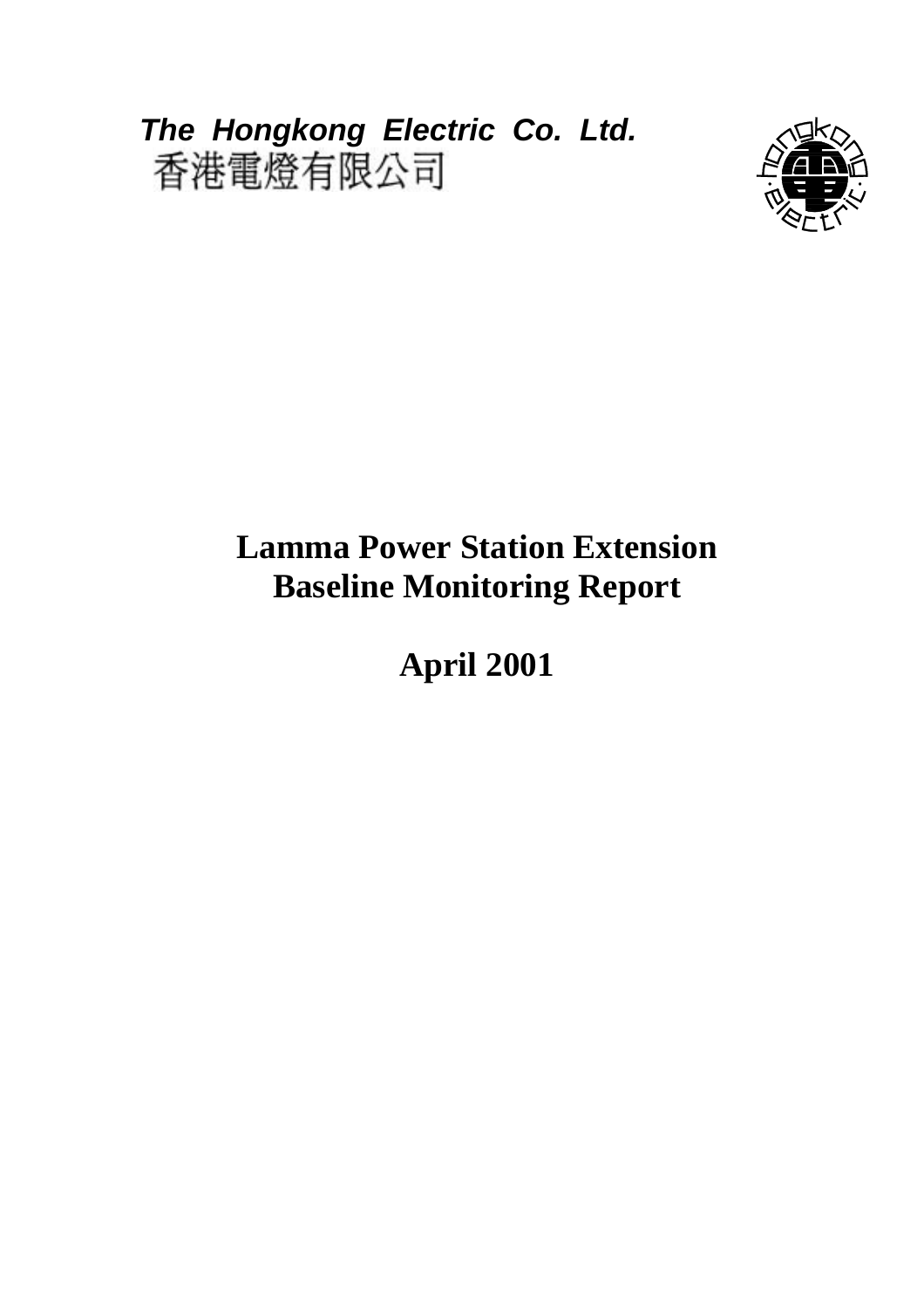***The Hongkong Electric Co. Ltd.***
香港電燈有限公司

# Lamma Power Station Extension
# Baseline Monitoring Report

## April 2001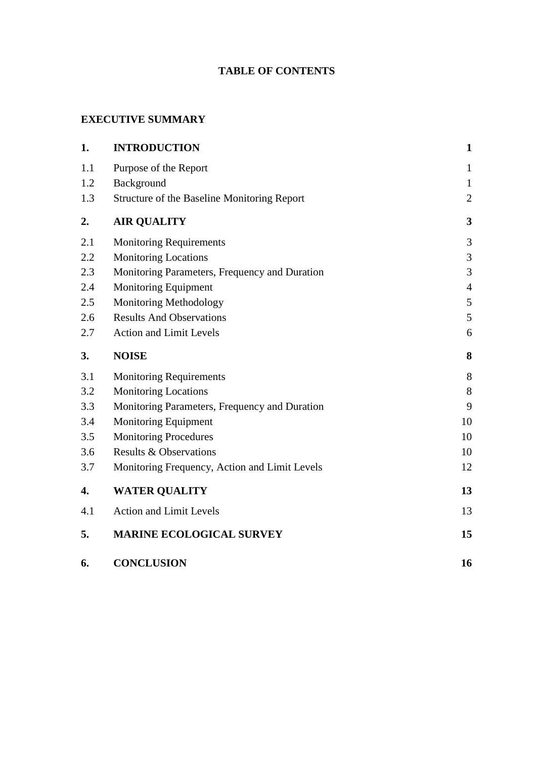# TABLE OF CONTENTS

**EXECUTIVE SUMMARY**

| | | |
|---|---|---|
| **1.** | **INTRODUCTION** | **1** |
| 1.1 | Purpose of the Report | 1 |
| 1.2 | Background | 1 |
| 1.3 | Structure of the Baseline Monitoring Report | 2 |
| **2.** | **AIR QUALITY** | **3** |
| 2.1 | Monitoring Requirements | 3 |
| 2.2 | Monitoring Locations | 3 |
| 2.3 | Monitoring Parameters, Frequency and Duration | 3 |
| 2.4 | Monitoring Equipment | 4 |
| 2.5 | Monitoring Methodology | 5 |
| 2.6 | Results And Observations | 5 |
| 2.7 | Action and Limit Levels | 6 |
| **3.** | **NOISE** | **8** |
| 3.1 | Monitoring Requirements | 8 |
| 3.2 | Monitoring Locations | 8 |
| 3.3 | Monitoring Parameters, Frequency and Duration | 9 |
| 3.4 | Monitoring Equipment | 10 |
| 3.5 | Monitoring Procedures | 10 |
| 3.6 | Results & Observations | 10 |
| 3.7 | Monitoring Frequency, Action and Limit Levels | 12 |
| **4.** | **WATER QUALITY** | **13** |
| 4.1 | Action and Limit Levels | 13 |
| **5.** | **MARINE ECOLOGICAL SURVEY** | **15** |
| **6.** | **CONCLUSION** | **16** |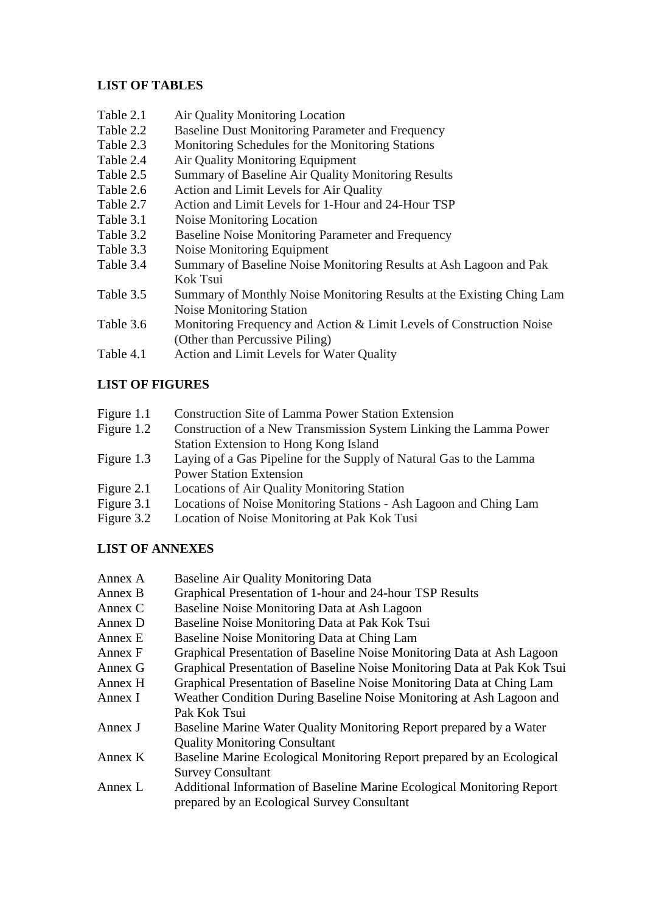## LIST OF TABLES

| | |
|---|---|
| Table 2.1 | Air Quality Monitoring Location |
| Table 2.2 | Baseline Dust Monitoring Parameter and Frequency |
| Table 2.3 | Monitoring Schedules for the Monitoring Stations |
| Table 2.4 | Air Quality Monitoring Equipment |
| Table 2.5 | Summary of Baseline Air Quality Monitoring Results |
| Table 2.6 | Action and Limit Levels for Air Quality |
| Table 2.7 | Action and Limit Levels for 1-Hour and 24-Hour TSP |
| Table 3.1 | Noise Monitoring Location |
| Table 3.2 | Baseline Noise Monitoring Parameter and Frequency |
| Table 3.3 | Noise Monitoring Equipment |
| Table 3.4 | Summary of Baseline Noise Monitoring Results at Ash Lagoon and Pak Kok Tsui |
| Table 3.5 | Summary of Monthly Noise Monitoring Results at the Existing Ching Lam Noise Monitoring Station |
| Table 3.6 | Monitoring Frequency and Action & Limit Levels of Construction Noise (Other than Percussive Piling) |
| Table 4.1 | Action and Limit Levels for Water Quality |

## LIST OF FIGURES

| | |
|---|---|
| Figure 1.1 | Construction Site of Lamma Power Station Extension |
| Figure 1.2 | Construction of a New Transmission System Linking the Lamma Power Station Extension to Hong Kong Island |
| Figure 1.3 | Laying of a Gas Pipeline for the Supply of Natural Gas to the Lamma Power Station Extension |
| Figure 2.1 | Locations of Air Quality Monitoring Station |
| Figure 3.1 | Locations of Noise Monitoring Stations - Ash Lagoon and Ching Lam |
| Figure 3.2 | Location of Noise Monitoring at Pak Kok Tusi |

## LIST OF ANNEXES

| | |
|---|---|
| Annex A | Baseline Air Quality Monitoring Data |
| Annex B | Graphical Presentation of 1-hour and 24-hour TSP Results |
| Annex C | Baseline Noise Monitoring Data at Ash Lagoon |
| Annex D | Baseline Noise Monitoring Data at Pak Kok Tsui |
| Annex E | Baseline Noise Monitoring Data at Ching Lam |
| Annex F | Graphical Presentation of Baseline Noise Monitoring Data at Ash Lagoon |
| Annex G | Graphical Presentation of Baseline Noise Monitoring Data at Pak Kok Tsui |
| Annex H | Graphical Presentation of Baseline Noise Monitoring Data at Ching Lam |
| Annex I | Weather Condition During Baseline Noise Monitoring at Ash Lagoon and Pak Kok Tsui |
| Annex J | Baseline Marine Water Quality Monitoring Report prepared by a Water Quality Monitoring Consultant |
| Annex K | Baseline Marine Ecological Monitoring Report prepared by an Ecological Survey Consultant |
| Annex L | Additional Information of Baseline Marine Ecological Monitoring Report prepared by an Ecological Survey Consultant |